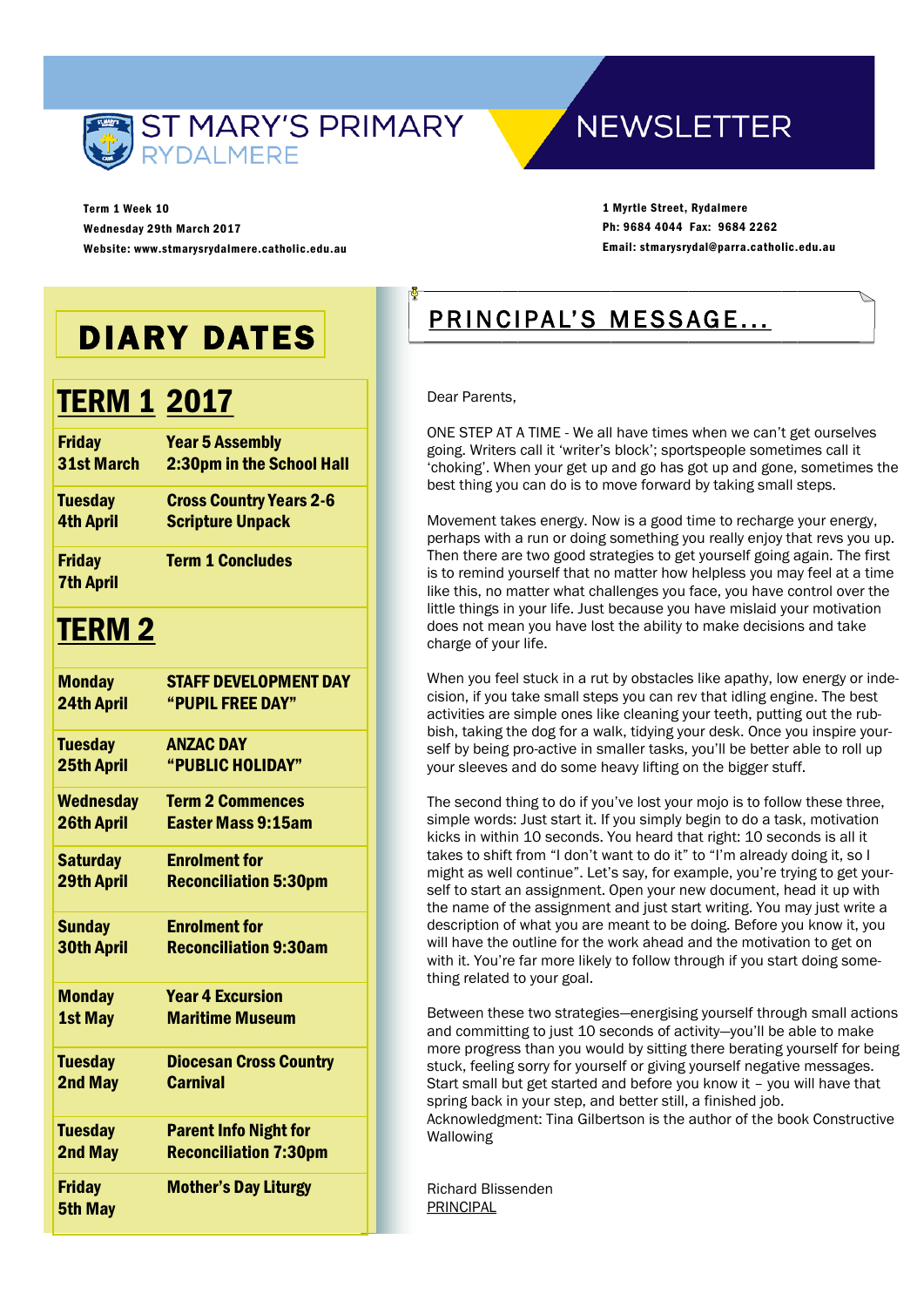# ST MARY'S PRIMARY RYDALMERE NEWSLETTER

**Term 1 Week 10**
**Wednesday 29th March 2017**
**Website: www.stmarysrydalmere.catholic.edu.au**

**1 Myrtle Street, Rydalmere**
**Ph: 9684 4044 Fax: 9684 2262**
**Email: stmarysrydal@parra.catholic.edu.au**

## DIARY DATES

### TERM 1 2017

| | |
|---|---|
| **Friday 31st March** | **Year 5 Assembly 2:30pm in the School Hall** |
| **Tuesday 4th April** | **Cross Country Years 2-6 Scripture Unpack** |
| **Friday 7th April** | **Term 1 Concludes** |

### TERM 2

| | |
|---|---|
| **Monday 24th April** | **STAFF DEVELOPMENT DAY "PUPIL FREE DAY"** |
| **Tuesday 25th April** | **ANZAC DAY "PUBLIC HOLIDAY"** |
| **Wednesday 26th April** | **Term 2 Commences Easter Mass 9:15am** |
| **Saturday 29th April** | **Enrolment for Reconciliation 5:30pm** |
| **Sunday 30th April** | **Enrolment for Reconciliation 9:30am** |
| **Monday 1st May** | **Year 4 Excursion Maritime Museum** |
| **Tuesday 2nd May** | **Diocesan Cross Country Carnival** |
| **Tuesday 2nd May** | **Parent Info Night for Reconciliation 7:30pm** |
| **Friday 5th May** | **Mother's Day Liturgy** |

## PRINCIPAL'S MESSAGE...

Dear Parents,

ONE STEP AT A TIME - We all have times when we can't get ourselves going. Writers call it 'writer's block'; sportspeople sometimes call it 'choking'. When your get up and go has got up and gone, sometimes the best thing you can do is to move forward by taking small steps.

Movement takes energy. Now is a good time to recharge your energy, perhaps with a run or doing something you really enjoy that revs you up. Then there are two good strategies to get yourself going again. The first is to remind yourself that no matter how helpless you may feel at a time like this, no matter what challenges you face, you have control over the little things in your life. Just because you have mislaid your motivation does not mean you have lost the ability to make decisions and take charge of your life.

When you feel stuck in a rut by obstacles like apathy, low energy or indecision, if you take small steps you can rev that idling engine. The best activities are simple ones like cleaning your teeth, putting out the rubbish, taking the dog for a walk, tidying your desk. Once you inspire yourself by being pro-active in smaller tasks, you'll be better able to roll up your sleeves and do some heavy lifting on the bigger stuff.

The second thing to do if you've lost your mojo is to follow these three, simple words: Just start it. If you simply begin to do a task, motivation kicks in within 10 seconds. You heard that right: 10 seconds is all it takes to shift from "I don't want to do it" to "I'm already doing it, so I might as well continue". Let's say, for example, you're trying to get yourself to start an assignment. Open your new document, head it up with the name of the assignment and just start writing. You may just write a description of what you are meant to be doing. Before you know it, you will have the outline for the work ahead and the motivation to get on with it. You're far more likely to follow through if you start doing something related to your goal.

Between these two strategies—energising yourself through small actions and committing to just 10 seconds of activity—you'll be able to make more progress than you would by sitting there berating yourself for being stuck, feeling sorry for yourself or giving yourself negative messages. Start small but get started and before you know it – you will have that spring back in your step, and better still, a finished job.
Acknowledgment: Tina Gilbertson is the author of the book Constructive Wallowing

Richard Blissenden
PRINCIPAL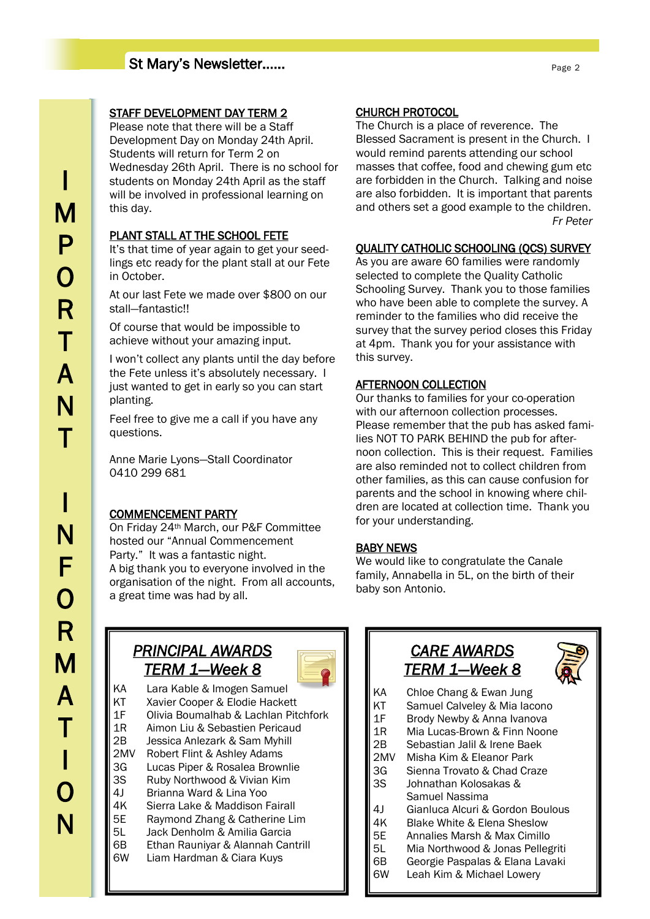IMPORTANT INFORMATION

## STAFF DEVELOPMENT DAY TERM 2

Please note that there will be a Staff Development Day on Monday 24th April. Students will return for Term 2 on Wednesday 26th April. There is no school for students on Monday 24th April as the staff will be involved in professional learning on this day.

## PLANT STALL AT THE SCHOOL FETE

It's that time of year again to get your seed-lings etc ready for the plant stall at our Fete in October.

At our last Fete we made over $800 on our stall—fantastic!!

Of course that would be impossible to achieve without your amazing input.

I won't collect any plants until the day before the Fete unless it's absolutely necessary. I just wanted to get in early so you can start planting.

Feel free to give me a call if you have any questions.

Anne Marie Lyons—Stall Coordinator
0410 299 681

## COMMENCEMENT PARTY

On Friday 24th March, our P&F Committee hosted our "Annual Commencement Party." It was a fantastic night.
A big thank you to everyone involved in the organisation of the night. From all accounts, a great time was had by all.

## CHURCH PROTOCOL

The Church is a place of reverence. The Blessed Sacrament is present in the Church. I would remind parents attending our school masses that coffee, food and chewing gum etc are forbidden in the Church. Talking and noise are also forbidden. It is important that parents and others set a good example to the children.

*Fr Peter*

## QUALITY CATHOLIC SCHOOLING (QCS) SURVEY

As you are aware 60 families were randomly selected to complete the Quality Catholic Schooling Survey. Thank you to those families who have been able to complete the survey. A reminder to the families who did receive the survey that the survey period closes this Friday at 4pm. Thank you for your assistance with this survey.

## AFTERNOON COLLECTION

Our thanks to families for your co-operation with our afternoon collection processes. Please remember that the pub has asked families NOT TO PARK BEHIND the pub for afternoon collection. This is their request. Families are also reminded not to collect children from other families, as this can cause confusion for parents and the school in knowing where children are located at collection time. Thank you for your understanding.

## BABY NEWS

We would like to congratulate the Canale family, Annabella in 5L, on the birth of their baby son Antonio.

## *PRINCIPAL AWARDS TERM 1—Week 8*

| Class | Recipients |
|---|---|
| KA | Lara Kable & Imogen Samuel |
| KT | Xavier Cooper & Elodie Hackett |
| 1F | Olivia Boumalhab & Lachlan Pitchfork |
| 1R | Aimon Liu & Sebastien Pericaud |
| 2B | Jessica Anlezark & Sam Myhill |
| 2MV | Robert Flint & Ashley Adams |
| 3G | Lucas Piper & Rosalea Brownlie |
| 3S | Ruby Northwood & Vivian Kim |
| 4J | Brianna Ward & Lina Yoo |
| 4K | Sierra Lake & Maddison Fairall |
| 5E | Raymond Zhang & Catherine Lim |
| 5L | Jack Denholm & Amilia Garcia |
| 6B | Ethan Rauniyar & Alannah Cantrill |
| 6W | Liam Hardman & Ciara Kuys |

## *CARE AWARDS TERM 1—Week 8*

| Class | Recipients |
|---|---|
| KA | Chloe Chang & Ewan Jung |
| KT | Samuel Calveley & Mia Iacono |
| 1F | Brody Newby & Anna Ivanova |
| 1R | Mia Lucas-Brown & Finn Noone |
| 2B | Sebastian Jalil & Irene Baek |
| 2MV | Misha Kim & Eleanor Park |
| 3G | Sienna Trovato & Chad Craze |
| 3S | Johnathan Kolosakas & Samuel Nassima |
| 4J | Gianluca Alcuri & Gordon Boulous |
| 4K | Blake White & Elena Sheslow |
| 5E | Annalies Marsh & Max Cimillo |
| 5L | Mia Northwood & Jonas Pellegriti |
| 6B | Georgie Paspalas & Elana Lavaki |
| 6W | Leah Kim & Michael Lowery |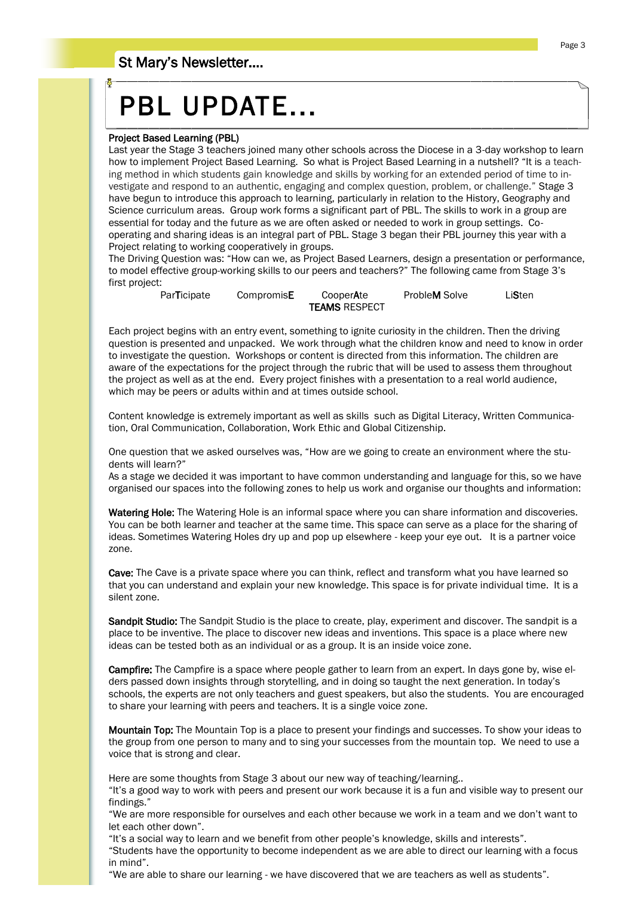# PBL UPDATE...

**Project Based Learning (PBL)**

Last year the Stage 3 teachers joined many other schools across the Diocese in a 3-day workshop to learn how to implement Project Based Learning. So what is Project Based Learning in a nutshell? "It is a teaching method in which students gain knowledge and skills by working for an extended period of time to investigate and respond to an authentic, engaging and complex question, problem, or challenge." Stage 3 have begun to introduce this approach to learning, particularly in relation to the History, Geography and Science curriculum areas. Group work forms a significant part of PBL. The skills to work in a group are essential for today and the future as we are often asked or needed to work in group settings. Co-operating and sharing ideas is an integral part of PBL. Stage 3 began their PBL journey this year with a Project relating to working cooperatively in groups.

The Driving Question was: "How can we, as Project Based Learners, design a presentation or performance, to model effective group-working skills to our peers and teachers?" The following came from Stage 3's first project:

ParTicipate CompromisE CooperAte ProbleM Solve LiSten
**TEAMS** RESPECT

Each project begins with an entry event, something to ignite curiosity in the children. Then the driving question is presented and unpacked. We work through what the children know and need to know in order to investigate the question. Workshops or content is directed from this information. The children are aware of the expectations for the project through the rubric that will be used to assess them throughout the project as well as at the end. Every project finishes with a presentation to a real world audience, which may be peers or adults within and at times outside school.

Content knowledge is extremely important as well as skills such as Digital Literacy, Written Communication, Oral Communication, Collaboration, Work Ethic and Global Citizenship.

One question that we asked ourselves was, "How are we going to create an environment where the students will learn?"

As a stage we decided it was important to have common understanding and language for this, so we have organised our spaces into the following zones to help us work and organise our thoughts and information:

**Watering Hole:** The Watering Hole is an informal space where you can share information and discoveries. You can be both learner and teacher at the same time. This space can serve as a place for the sharing of ideas. Sometimes Watering Holes dry up and pop up elsewhere - keep your eye out. It is a partner voice zone.

**Cave:** The Cave is a private space where you can think, reflect and transform what you have learned so that you can understand and explain your new knowledge. This space is for private individual time. It is a silent zone.

**Sandpit Studio:** The Sandpit Studio is the place to create, play, experiment and discover. The sandpit is a place to be inventive. The place to discover new ideas and inventions. This space is a place where new ideas can be tested both as an individual or as a group. It is an inside voice zone.

**Campfire:** The Campfire is a space where people gather to learn from an expert. In days gone by, wise elders passed down insights through storytelling, and in doing so taught the next generation. In today's schools, the experts are not only teachers and guest speakers, but also the students. You are encouraged to share your learning with peers and teachers. It is a single voice zone.

**Mountain Top:** The Mountain Top is a place to present your findings and successes. To show your ideas to the group from one person to many and to sing your successes from the mountain top. We need to use a voice that is strong and clear.

Here are some thoughts from Stage 3 about our new way of teaching/learning..

"It's a good way to work with peers and present our work because it is a fun and visible way to present our findings."

"We are more responsible for ourselves and each other because we work in a team and we don't want to let each other down".

"It's a social way to learn and we benefit from other people's knowledge, skills and interests".

"Students have the opportunity to become independent as we are able to direct our learning with a focus in mind".

"We are able to share our learning - we have discovered that we are teachers as well as students".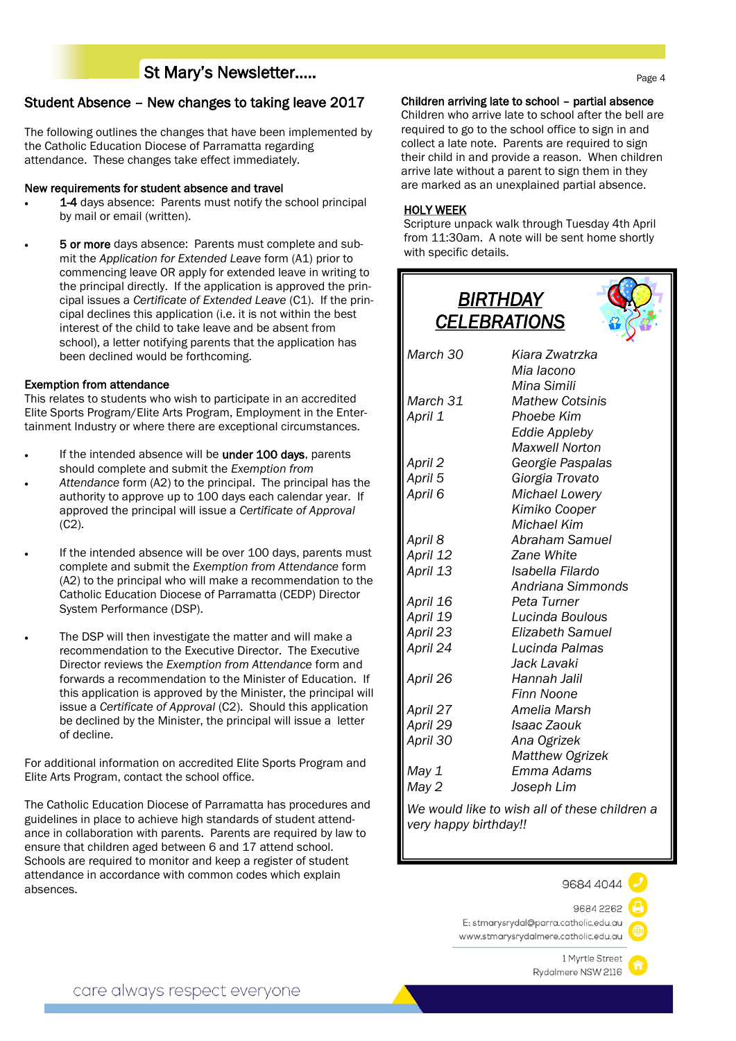## Student Absence – New changes to taking leave 2017

The following outlines the changes that have been implemented by the Catholic Education Diocese of Parramatta regarding attendance. These changes take effect immediately.

**New requirements for student absence and travel**

- **1-4** days absence: Parents must notify the school principal by mail or email (written).
- **5 or more** days absence: Parents must complete and submit the *Application for Extended Leave* form (A1) prior to commencing leave OR apply for extended leave in writing to the principal directly. If the application is approved the principal issues a *Certificate of Extended Leave* (C1). If the principal declines this application (i.e. it is not within the best interest of the child to take leave and be absent from school), a letter notifying parents that the application has been declined would be forthcoming.

**Exemption from attendance**

This relates to students who wish to participate in an accredited Elite Sports Program/Elite Arts Program, Employment in the Entertainment Industry or where there are exceptional circumstances.

- If the intended absence will be **under 100 days**, parents should complete and submit the *Exemption from Attendance* form (A2) to the principal. The principal has the authority to approve up to 100 days each calendar year. If approved the principal will issue a *Certificate of Approval* (C2).
- If the intended absence will be over 100 days, parents must complete and submit the *Exemption from Attendance* form (A2) to the principal who will make a recommendation to the Catholic Education Diocese of Parramatta (CEDP) Director System Performance (DSP).
- The DSP will then investigate the matter and will make a recommendation to the Executive Director. The Executive Director reviews the *Exemption from Attendance* form and forwards a recommendation to the Minister of Education. If this application is approved by the Minister, the principal will issue a *Certificate of Approval* (C2). Should this application be declined by the Minister, the principal will issue a letter of decline.

For additional information on accredited Elite Sports Program and Elite Arts Program, contact the school office.

The Catholic Education Diocese of Parramatta has procedures and guidelines in place to achieve high standards of student attendance in collaboration with parents. Parents are required by law to ensure that children aged between 6 and 17 attend school. Schools are required to monitor and keep a register of student attendance in accordance with common codes which explain absences.

**Children arriving late to school – partial absence**

Children who arrive late to school after the bell are required to go to the school office to sign in and collect a late note. Parents are required to sign their child in and provide a reason. When children arrive late without a parent to sign them in they are marked as an unexplained partial absence.

**HOLY WEEK**

Scripture unpack walk through Tuesday 4th April from 11:30am. A note will be sent home shortly with specific details.

## *BIRTHDAY CELEBRATIONS*

| | |
|---|---|
| *March 30* | *Kiara Zwatrzka* |
| | *Mia Iacono* |
| | *Mina Simili* |
| *March 31* | *Mathew Cotsinis* |
| *April 1* | *Phoebe Kim* |
| | *Eddie Appleby* |
| | *Maxwell Norton* |
| *April 2* | *Georgie Paspalas* |
| *April 5* | *Giorgia Trovato* |
| *April 6* | *Michael Lowery* |
| | *Kimiko Cooper* |
| | *Michael Kim* |
| *April 8* | *Abraham Samuel* |
| *April 12* | *Zane White* |
| *April 13* | *Isabella Filardo* |
| | *Andriana Simmonds* |
| *April 16* | *Peta Turner* |
| *April 19* | *Lucinda Boulous* |
| *April 23* | *Elizabeth Samuel* |
| *April 24* | *Lucinda Palmas* |
| | *Jack Lavaki* |
| *April 26* | *Hannah Jalil* |
| | *Finn Noone* |
| *April 27* | *Amelia Marsh* |
| *April 29* | *Isaac Zaouk* |
| *April 30* | *Ana Ogrizek* |
| | *Matthew Ogrizek* |
| *May 1* | *Emma Adams* |
| *May 2* | *Joseph Lim* |

*We would like to wish all of these children a very happy birthday!!*

9684 4044

9684 2262

E: stmarysrydal@parra.catholic.edu.au
www.stmarysrydalmere.catholic.edu.au

1 Myrtle Street
Rydalmere NSW 2116

care always respect everyone